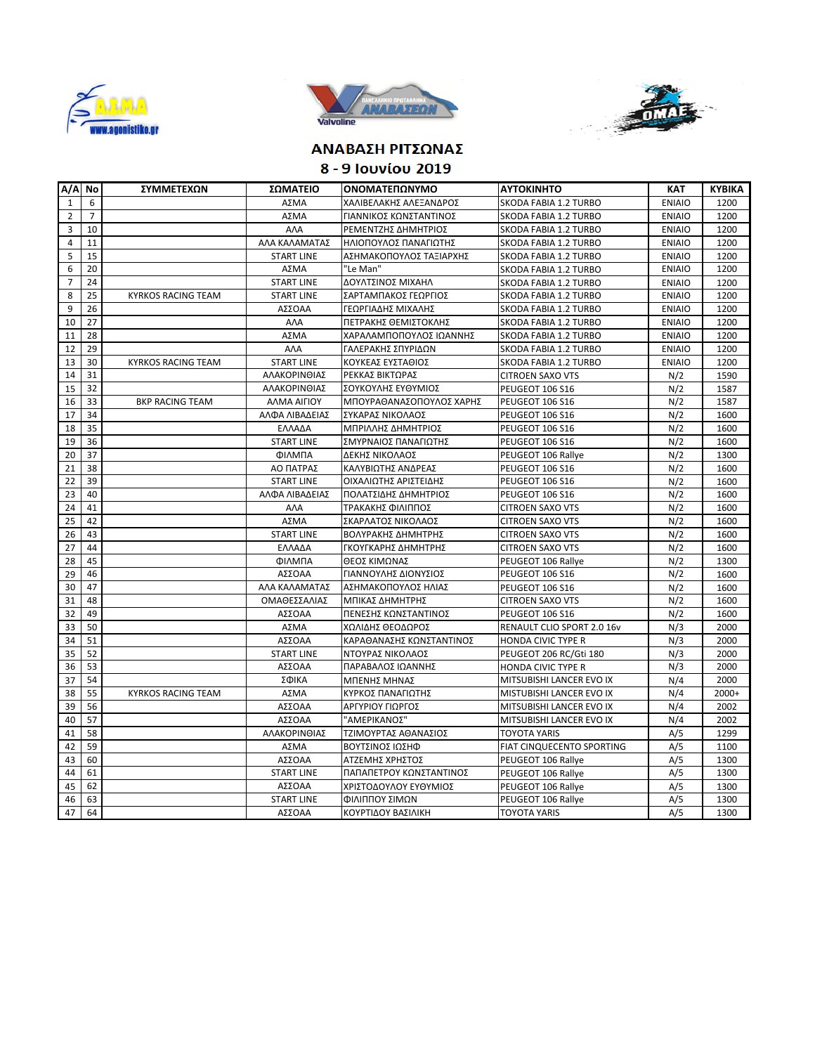## ΑΝΑΒΑΣΗ ΡΙΤΣΩΝΑΣ

## 8 - 9 Ιουνίου 2019

| Α/Α | Νο | ΣΥΜΜΕΤΕΧΩΝ | ΣΩΜΑΤΕΙΟ | ΟΝΟΜΑΤΕΠΩΝΥΜΟ | ΑΥΤΟΚΙΝΗΤΟ | ΚΑΤ | ΚΥΒΙΚΑ |
|---|---|---|---|---|---|---|---|
| 1 | 6 | | ΑΣΜΑ | ΧΑΛΙΒΕΛΑΚΗΣ ΑΛΕΞΑΝΔΡΟΣ | SKODA FABIA 1.2 TURBO | ENIAIO | 1200 |
| 2 | 7 | | ΑΣΜΑ | ΓΙΑΝΝΙΚΟΣ ΚΩΝΣΤΑΝΤΙΝΟΣ | SKODA FABIA 1.2 TURBO | ENIAIO | 1200 |
| 3 | 10 | | ΑΛΑ | ΡΕΜΕΝΤΖΗΣ ΔΗΜΗΤΡΙΟΣ | SKODA FABIA 1.2 TURBO | ENIAIO | 1200 |
| 4 | 11 | | ΑΛΑ ΚΑΛΑΜΑΤΑΣ | ΗΛΙΟΠΟΥΛΟΣ ΠΑΝΑΓΙΩΤΗΣ | SKODA FABIA 1.2 TURBO | ENIAIO | 1200 |
| 5 | 15 | | START LINE | ΑΣΗΜΑΚΟΠΟΥΛΟΣ ΤΑΞΙΑΡΧΗΣ | SKODA FABIA 1.2 TURBO | ENIAIO | 1200 |
| 6 | 20 | | ΑΣΜΑ | "Le Man" | SKODA FABIA 1.2 TURBO | ENIAIO | 1200 |
| 7 | 24 | | START LINE | ΔΟΥΑΤΖΙΝΟΣ ΜΙΧΑΗΛ | SKODA FABIA 1.2 TURBO | ENIAIO | 1200 |
| 8 | 25 | KYRKOS RACING TEAM | START LINE | ΣΑΡΤΑΜΠΑΚΟΣ ΓΕΩΡΓΙΟΣ | SKODA FABIA 1.2 TURBO | ENIAIO | 1200 |
| 9 | 26 | | ΑΣΣΟΑΑ | ΓΕΩΡΓΙΑΔΗΣ ΜΙΧΑΛΗΣ | SKODA FABIA 1.2 TURBO | ENIAIO | 1200 |
| 10 | 27 | | ΑΛΑ | ΠΕΤΡΑΚΗΣ ΘΕΜΙΣΤΟΚΛΗΣ | SKODA FABIA 1.2 TURBO | ENIAIO | 1200 |
| 11 | 28 | | ΑΣΜΑ | ΧΑΡΑΛΑΜΠΟΠΟΥΛΟΣ ΙΩΑΝΝΗΣ | SKODA FABIA 1.2 TURBO | ENIAIO | 1200 |
| 12 | 29 | | ΑΛΑ | ΓΑΛΕΡΑΚΗΣ ΣΠΥΡΙΔΩΝ | SKODA FABIA 1.2 TURBO | ENIAIO | 1200 |
| 13 | 30 | KYRKOS RACING TEAM | START LINE | ΚΟΥΚΕΑΣ ΕΥΣΤΑΘΙΟΣ | SKODA FABIA 1.2 TURBO | ENIAIO | 1200 |
| 14 | 31 | | ΑΛΑΚΟΡΙΝΘΙΑΣ | ΡΕΚΚΑΣ ΒΙΚΤΩΡΑΣ | CITROEN SAXO VTS | N/2 | 1590 |
| 15 | 32 | | ΑΛΑΚΟΡΙΝΘΙΑΣ | ΣΟΥΚΟΥΛΗΣ ΕΥΘΥΜΙΟΣ | PEUGEOT 106 S16 | N/2 | 1587 |
| 16 | 33 | BKP RACING TEAM | ΑΛΜΑ ΑΙΓΙΟΥ | ΜΠΟΥΡΑΘΑΝΑΣΟΠΟΥΛΟΣ ΧΑΡΗΣ | PEUGEOT 106 S16 | N/2 | 1587 |
| 17 | 34 | | ΑΛΦΑ ΛΙΒΑΔΕΙΑΣ | ΣΥΚΑΡΑΣ ΝΙΚΟΛΑΟΣ | PEUGEOT 106 S16 | N/2 | 1600 |
| 18 | 35 | | ΕΛΛΑΔΑ | ΜΠΡΙΛΛΗΣ ΔΗΜΗΤΡΙΟΣ | PEUGEOT 106 S16 | N/2 | 1600 |
| 19 | 36 | | START LINE | ΣΜΥΡΝΑΙΟΣ ΠΑΝΑΓΙΩΤΗΣ | PEUGEOT 106 S16 | N/2 | 1600 |
| 20 | 37 | | ΦΙΛΜΠΑ | ΔΕΚΗΣ ΝΙΚΟΛΑΟΣ | PEUGEOT 106 Rallye | N/2 | 1300 |
| 21 | 38 | | ΑΟ ΠΑΤΡΑΣ | ΚΑΛΥΒΙΩΤΗΣ ΑΝΔΡΕΑΣ | PEUGEOT 106 S16 | N/2 | 1600 |
| 22 | 39 | | START LINE | ΟΙΧΑΛΙΩΤΗΣ ΑΡΙΣΤΕΙΔΗΣ | PEUGEOT 106 S16 | N/2 | 1600 |
| 23 | 40 | | ΑΛΦΑ ΛΙΒΑΔΕΙΑΣ | ΠΟΛΑΤΣΙΔΗΣ ΔΗΜΗΤΡΙΟΣ | PEUGEOT 106 S16 | N/2 | 1600 |
| 24 | 41 | | ΑΛΑ | ΤΡΑΚΑΚΗΣ ΦΙΛΙΠΠΟΣ | CITROEN SAXO VTS | N/2 | 1600 |
| 25 | 42 | | ΑΣΜΑ | ΣΚΑΡΛΑΤΟΣ ΝΙΚΟΛΑΟΣ | CITROEN SAXO VTS | N/2 | 1600 |
| 26 | 43 | | START LINE | ΒΟΛΥΡΑΚΗΣ ΔΗΜΗΤΡΗΣ | CITROEN SAXO VTS | N/2 | 1600 |
| 27 | 44 | | ΕΛΛΑΔΑ | ΓΚΟΥΓΚΑΡΗΣ ΔΗΜΗΤΡΗΣ | CITROEN SAXO VTS | N/2 | 1600 |
| 28 | 45 | | ΦΙΛΜΠΑ | ΘΕΟΣ ΚΙΜΩΝΑΣ | PEUGEOT 106 Rallye | N/2 | 1300 |
| 29 | 46 | | ΑΣΣΟΑΑ | ΓΙΑΝΝΟΥΛΗΣ ΔΙΟΝΥΣΙΟΣ | PEUGEOT 106 S16 | N/2 | 1600 |
| 30 | 47 | | ΑΛΑ ΚΑΛΑΜΑΤΑΣ | ΑΣΗΜΑΚΟΠΟΥΛΟΣ ΗΛΙΑΣ | PEUGEOT 106 S16 | N/2 | 1600 |
| 31 | 48 | | ΟΜΑΘΕΣΣΑΛΙΑΣ | ΜΠΙΚΑΣ ΔΗΜΗΤΡΗΣ | CITROEN SAXO VTS | N/2 | 1600 |
| 32 | 49 | | ΑΣΣΟΑΑ | ΠΕΝΕΣΗΣ ΚΩΝΣΤΑΝΤΙΝΟΣ | PEUGEOT 106 S16 | N/2 | 1600 |
| 33 | 50 | | ΑΣΜΑ | ΧΩΛΙΔΗΣ ΘΕΟΔΩΡΟΣ | RENAULT CLIO SPORT 2.0 16v | N/3 | 2000 |
| 34 | 51 | | ΑΣΣΟΑΑ | ΚΑΡΑΘΑΝΑΣΗΣ ΚΩΝΣΤΑΝΤΙΝΟΣ | HONDA CIVIC TYPE R | N/3 | 2000 |
| 35 | 52 | | START LINE | ΝΤΟΥΡΑΣ ΝΙΚΟΛΑΟΣ | PEUGEOT 206 RC/Gti 180 | N/3 | 2000 |
| 36 | 53 | | ΑΣΣΟΑΑ | ΠΑΡΑΒΑΛΟΣ ΙΩΑΝΝΗΣ | HONDA CIVIC TYPE R | N/3 | 2000 |
| 37 | 54 | | ΣΦΙΚΑ | ΜΠΕΝΗΣ ΜΗΝΑΣ | MITSUBISHI LANCER EVO IX | N/4 | 2000 |
| 38 | 55 | KYRKOS RACING TEAM | ΑΣΜΑ | ΚΥΡΚΟΣ ΠΑΝΑΓΙΩΤΗΣ | MISTUBISHI LANCER EVO IX | N/4 | 2000+ |
| 39 | 56 | | ΑΣΣΟΑΑ | ΑΡΓΥΡΙΟΥ ΓΙΩΡΓΟΣ | MITSUBISHI LANCER EVO IX | N/4 | 2002 |
| 40 | 57 | | ΑΣΣΟΑΑ | "ΑΜΕΡΙΚΑΝΟΣ" | MITSUBISHI LANCER EVO IX | N/4 | 2002 |
| 41 | 58 | | ΑΛΑΚΟΡΙΝΘΙΑΣ | ΤΖΙΜΟΥΡΤΑΣ ΑΘΑΝΑΣΙΟΣ | TOYOTA YARIS | A/5 | 1299 |
| 42 | 59 | | ΑΣΜΑ | ΒΟΥΤΣΙΝΟΣ ΙΩΣΗΦ | FIAT CINQUECENTO SPORTING | A/5 | 1100 |
| 43 | 60 | | ΑΣΣΟΑΑ | ΑΤΖΕΜΗΣ ΧΡΗΣΤΟΣ | PEUGEOT 106 Rallye | A/5 | 1300 |
| 44 | 61 | | START LINE | ΠΑΠΑΠΕΤΡΟΥ ΚΩΝΣΤΑΝΤΙΝΟΣ | PEUGEOT 106 Rallye | A/5 | 1300 |
| 45 | 62 | | ΑΣΣΟΑΑ | ΧΡΙΣΤΟΔΟΥΛΟΥ ΕΥΘΥΜΙΟΣ | PEUGEOT 106 Rallye | A/5 | 1300 |
| 46 | 63 | | START LINE | ΦΙΛΙΠΠΟΥ ΣΙΜΩΝ | PEUGEOT 106 Rallye | A/5 | 1300 |
| 47 | 64 | | ΑΣΣΟΑΑ | ΚΟΥΡΤΙΔΟΥ ΒΑΣΙΛΙΚΗ | TOYOTA YARIS | A/5 | 1300 |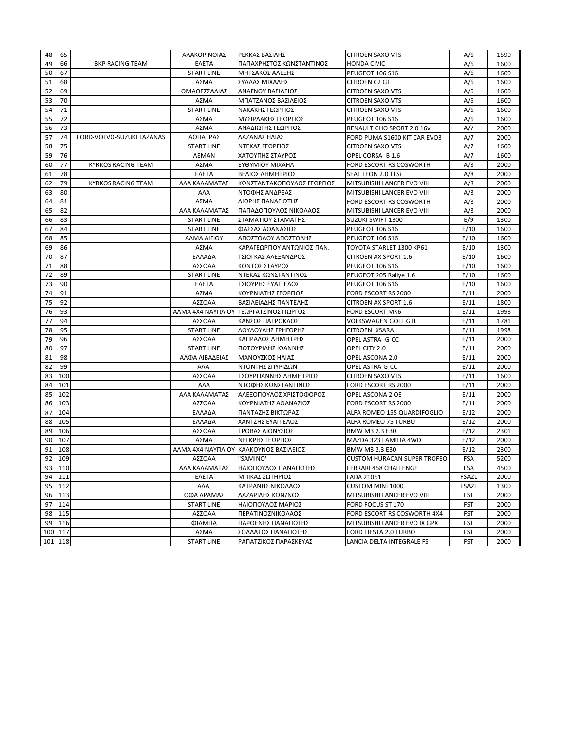| 48 | 65 | | ΑΛΑΚΟΡΙΝΘΙΑΣ | ΡΕΚΚΑΣ ΒΑΣΙΛΗΣ | CITROEN SAXO VTS | A/6 | 1590 |
|---|---|---|---|---|---|---|---|
| 49 | 66 | BKP RACING TEAM | ΕΛΕΤΑ | ΠΑΠΑΧΡΗΣΤΟΣ ΚΩΝΣΤΑΝΤΙΝΟΣ | HONDA CIVIC | A/6 | 1600 |
| 50 | 67 | | START LINE | ΜΗΤΣΑΚΟΣ ΑΛΕΞΗΣ | PEUGEOT 106 S16 | A/6 | 1600 |
| 51 | 68 | | ΑΣΜΑ | ΣΥΛΛΑΣ ΜΙΧΑΛΗΣ | CITROEN C2 GT | A/6 | 1600 |
| 52 | 69 | | ΟΜΑΘΕΣΣΑΛΙΑΣ | ΑΝΑΓΝΟΥ ΒΑΣΙΛΕΙΟΣ | CITROEN SAXO VTS | A/6 | 1600 |
| 53 | 70 | | ΑΣΜΑ | ΜΠΑΤΖΑΝΟΣ ΒΑΣΙΛΕΙΟΣ | CITROEN SAXO VTS | A/6 | 1600 |
| 54 | 71 | | START LINE | ΝΑΚΑΚΗΣ ΓΕΩΡΓΙΟΣ | CITROEN SAXO VTS | A/6 | 1600 |
| 55 | 72 | | ΑΣΜΑ | ΜΥΣΙΡΛΑΚΗΣ ΓΕΩΡΓΙΟΣ | PEUGEOT 106 S16 | A/6 | 1600 |
| 56 | 73 | | ΑΣΜΑ | ΑΝΑΔΙΩΤΗΣ ΓΕΩΡΓΙΟΣ | RENAULT CLIO SPORT 2.0 16v | A/7 | 2000 |
| 57 | 74 | FORD-VOLVO-SUZUKI LAZANAS | ΑΟΠΑΤΡΑΣ | ΛΑΖΑΝΑΣ ΗΛΙΑΣ | FORD PUMA S1600 KIT CAR EVO3 | A/7 | 2000 |
| 58 | 75 | | START LINE | ΝΤΕΚΑΣ ΓΕΩΡΓΙΟΣ | CITROEN SAXO VTS | A/7 | 1600 |
| 59 | 76 | | ΛΕΜΑΝ | ΧΑΤΟΥΠΗΣ ΣΤΑΥΡΟΣ | OPEL CORSA -B 1.6 | A/7 | 1600 |
| 60 | 77 | KYRKOS RACING TEAM | ΑΣΜΑ | ΕΥΘΥΜΙΟΥ ΜΙΧΑΗΛ | FORD ESCORT RS COSWORTH | A/8 | 2000 |
| 61 | 78 | | ΕΛΕΤΑ | ΒΕΛΙΟΣ ΔΗΜΗΤΡΙΟΣ | SEAT LEON 2.0 TFSi | A/8 | 2000 |
| 62 | 79 | KYRKOS RACING TEAM | ΑΛΑ ΚΑΛΑΜΑΤΑΣ | ΚΩΝΣΤΑΝΤΑΚΟΠΟΥΛΟΣ ΓΕΩΡΓΙΟΣ | MITSUBISHI LANCER EVO VIII | A/8 | 2000 |
| 63 | 80 | | ΑΛΑ | ΝΤΟΦΗΣ ΑΝΔΡΕΑΣ | MITSUBISHI LANCER EVO VIII | A/8 | 2000 |
| 64 | 81 | | ΑΣΜΑ | ΛΙΩΡΗΣ ΠΑΝΑΓΙΩΤΗΣ | FORD ESCORT RS COSWORTH | A/8 | 2000 |
| 65 | 82 | | ΑΛΑ ΚΑΛΑΜΑΤΑΣ | ΠΑΠΑΔΟΠΟΥΛΟΣ ΝΙΚΟΛΑΟΣ | MITSUBISHI LANCER EVO VIII | A/8 | 2000 |
| 66 | 83 | | START LINE | ΣΤΑΜΑΤΙΟΥ ΣΤΑΜΑΤΗΣ | SUZUKI SWIFT 1300 | E/9 | 1300 |
| 67 | 84 | | START LINE | ΦΑΣΣΑΣ ΑΘΑΝΑΣΙΟΣ | PEUGEOT 106 S16 | E/10 | 1600 |
| 68 | 85 | | ΑΛΜΑ ΑΙΓΙΟΥ | ΑΠΟΣΤΟΛΟΥ ΑΠΟΣΤΟΛΗΣ | PEUGEOT 106 S16 | E/10 | 1600 |
| 69 | 86 | | ΑΣΜΑ | ΚΑΡΑΓΕΩΡΓΙΟΥ ΑΝΤΩΝΙΟΣ-ΠΑΝ. | TOYOTA STARLET 1300 KP61 | E/10 | 1300 |
| 70 | 87 | | ΕΛΛΑΔΑ | ΤΣΙΟΓΚΑΣ ΑΛΕΞΑΝΔΡΟΣ | CITROEN AX SPORT 1.6 | E/10 | 1600 |
| 71 | 88 | | ΑΣΣΟΑΑ | ΚΟΝΤΟΣ ΣΤΑΥΡΟΣ | PEUGEOT 106 S16 | E/10 | 1600 |
| 72 | 89 | | START LINE | ΝΤΕΚΑΣ ΚΩΝΣΤΑΝΤΙΝΟΣ | PEUGEOT 205 Rallye 1.6 | E/10 | 1600 |
| 73 | 90 | | ΕΛΕΤΑ | ΤΣΙΟΥΡΗΣ ΕΥΑΓΓΕΛΟΣ | PEUGEOT 106 S16 | E/10 | 1600 |
| 74 | 91 | | ΑΣΜΑ | ΚΟΥΡΝΙΑΤΗΣ ΓΕΩΡΓΙΟΣ | FORD ESCORT RS 2000 | E/11 | 2000 |
| 75 | 92 | | ΑΣΣΟΑΑ | ΒΑΣΙΛΕΙΑΔΗΣ ΠΑΝΤΕΛΗΣ | CITROEN AX SPORT 1.6 | E/11 | 1800 |
| 76 | 93 | | ΑΛΜΑ 4Χ4 ΝΑΥΠΛΙΟΥ | ΓΕΩΡΓΑΤΖΙΝΟΣ ΓΙΩΡΓΟΣ | FORD ESCORT MK6 | E/11 | 1998 |
| 77 | 94 | | ΑΣΣΟΑΑ | ΚΑΝΣΟΣ ΠΑΤΡΟΚΛΟΣ | VOLKSWAGEN GOLF GTI | E/11 | 1781 |
| 78 | 95 | | START LINE | ΔΟΥΔΟΥΛΗΣ ΓΡΗΓΟΡΗΣ | CITROEN XSARA | E/11 | 1998 |
| 79 | 96 | | ΑΣΣΟΑΑ | ΚΑΠΡΑΛΟΣ ΔΗΜΗΤΡΗΣ | OPEL ASTRA -G-CC | E/11 | 2000 |
| 80 | 97 | | START LINE | ΠΟΤΟΥΡΙΔΗΣ ΙΩΑΝΝΗΣ | OPEL CITY 2.0 | E/11 | 2000 |
| 81 | 98 | | ΑΛΦΑ ΛΙΒΑΔΕΙΑΣ | ΜΑΝΟΥΣΚΟΣ ΗΛΙΑΣ | OPEL ASCONA 2.0 | E/11 | 2000 |
| 82 | 99 | | ΑΛΑ | ΝΤΟΝΤΗΣ ΣΠΥΡΙΔΩΝ | OPEL ASTRA-G-CC | E/11 | 2000 |
| 83 | 100 | | ΑΣΣΟΑΑ | ΤΣΟΥΡΓΙΑΝΝΗΣ ΔΗΜΗΤΡΙΟΣ | CITROEN SAXO VTS | E/11 | 1600 |
| 84 | 101 | | ΑΛΑ | ΝΤΟΦΗΣ ΚΩΝΣΤΑΝΤΙΝΟΣ | FORD ESCORT RS 2000 | E/11 | 2000 |
| 85 | 102 | | ΑΛΑ ΚΑΛΑΜΑΤΑΣ | ΑΛΕΞΟΠΟΥΛΟΣ ΧΡΙΣΤΟΦΟΡΟΣ | OPEL ASCONA 2 OE | E/11 | 2000 |
| 86 | 103 | | ΑΣΣΟΑΑ | ΚΟΥΡΝΙΑΤΗΣ ΑΘΑΝΑΣΙΟΣ | FORD ESCORT RS 2000 | E/11 | 2000 |
| 87 | 104 | | ΕΛΛΑΔΑ | ΠΑΝΤΑΖΗΣ ΒΙΚΤΩΡΑΣ | ALFA ROMEO 155 QUARDIFOGLIO | E/12 | 2000 |
| 88 | 105 | | ΕΛΛΑΔΑ | ΧΑΝΤΖΗΣ ΕΥΑΓΓΕΛΟΣ | ALFA ROMEO 75 TURBO | E/12 | 2000 |
| 89 | 106 | | ΑΣΣΟΑΑ | ΤΡΟΒΑΣ ΔΙΟΝΥΣΙΟΣ | BMW M3 2.3 E30 | E/12 | 2301 |
| 90 | 107 | | ΑΣΜΑ | ΝΕΓΚΡΗΣ ΓΕΩΡΓΙΟΣ | MAZDA 323 FAMILIA 4WD | E/12 | 2000 |
| 91 | 108 | | ΑΛΜΑ 4Χ4 ΝΑΥΠΛΙΟΥ | ΚΑΛΚΟΥΝΟΣ ΒΑΣΙΛΕΙΟΣ | BMW M3 2.3 E30 | E/12 | 2300 |
| 92 | 109 | | ΑΣΣΟΑΑ | "SAMINO' | CUSTOM HURACAN SUPER TROFEO | FSA | 5200 |
| 93 | 110 | | ΑΛΑ ΚΑΛΑΜΑΤΑΣ | ΗΛΙΟΠΟΥΛΟΣ ΠΑΝΑΓΙΩΤΗΣ | FERRARI 458 CHALLENGE | FSA | 4500 |
| 94 | 111 | | ΕΛΕΤΑ | ΜΠΙΚΑΣ ΣΩΤΗΡΙΟΣ | LADA 21051 | FSA2L | 2000 |
| 95 | 112 | | ΑΛΑ | ΚΑΤΡΑΝΗΣ ΝΙΚΟΛΑΟΣ | CUSTOM MINI 1000 | FSA2L | 1300 |
| 96 | 113 | | ΟΦΑ ΔΡΑΜΑΣ | ΛΑΖΑΡΙΔΗΣ ΚΩΝ/ΝΟΣ | MITSUBISHI LANCER EVO VIII | FST | 2000 |
| 97 | 114 | | START LINE | ΗΛΙΟΠΟΥΛΟΣ ΜΑΡΙΟΣ | FORD FOCUS ST 170 | FST | 2000 |
| 98 | 115 | | ΑΣΣΟΑΑ | ΠΕΡΑΤΙΝΟΣΝΙΚΟΛΑΟΣ | FORD ESCORT RS COSWORTH 4X4 | FST | 2000 |
| 99 | 116 | | ΦΙΛΜΠΑ | ΠΑΡΘΕΝΗΣ ΠΑΝΑΓΙΩΤΗΣ | MITSUBISHI LANCER EVO IX GPX | FST | 2000 |
| 100 | 117 | | ΑΣΜΑ | ΣΟΛΔΑΤΟΣ ΠΑΝΑΓΙΩΤΗΣ | FORD FIESTA 2.0 TURBO | FST | 2000 |
| 101 | 118 | | START LINE | ΡΑΠΑΤΖΙΚΟΣ ΠΑΡΑΣΚΕΥΑΣ | LANCIA DELTA INTEGRALE FS | FST | 2000 |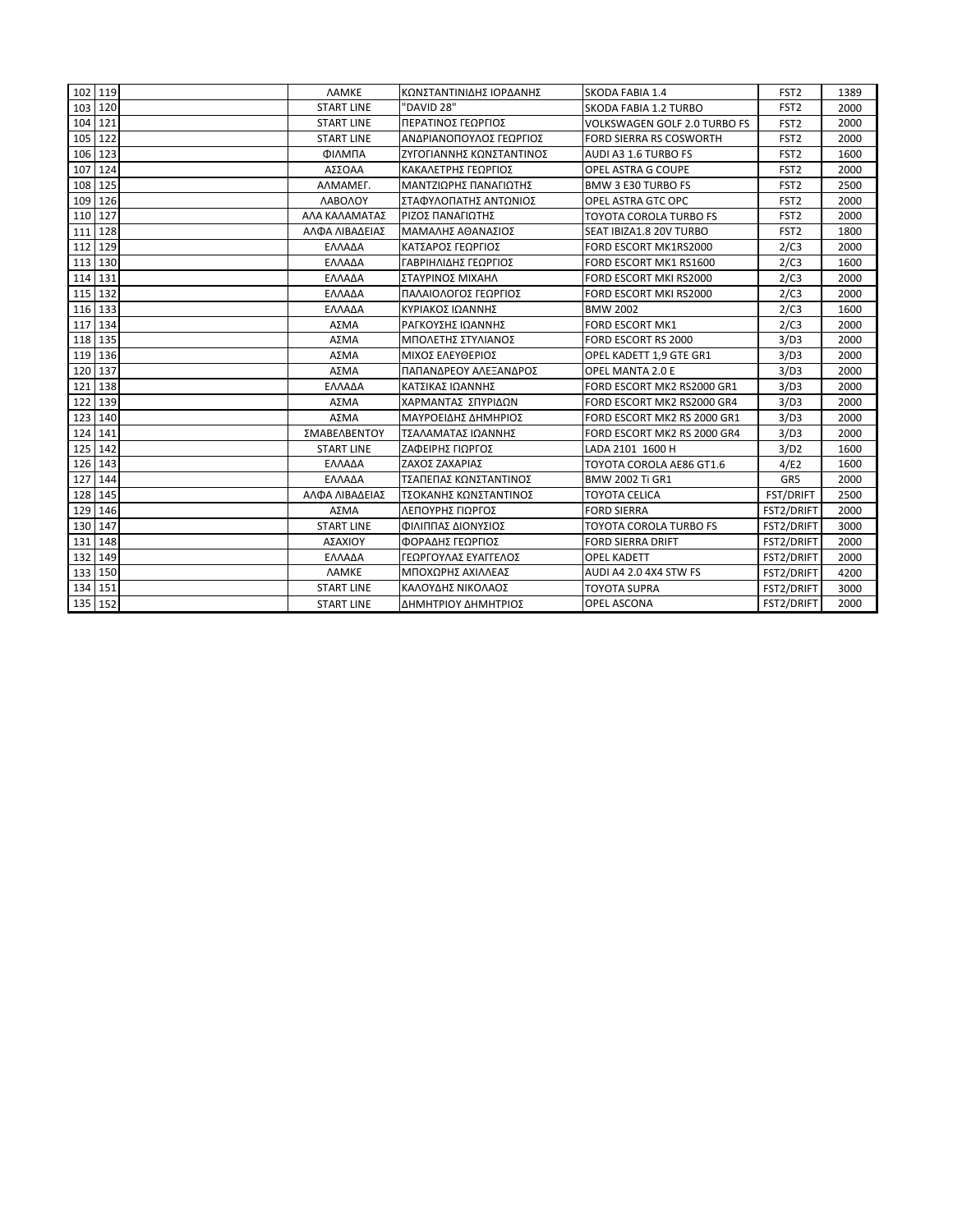| | | | | | | | |
|---|---|---|---|---|---|---|---|
| 102 | 119 | | ΛΑΜΚΕ | ΚΩΝΣΤΑΝΤΙΝΙΔΗΣ ΙΟΡΔΑΝΗΣ | SKODA FABIA 1.4 | FST2 | 1389 |
| 103 | 120 | | START LINE | "DAVID 28" | SKODA FABIA 1.2 TURBO | FST2 | 2000 |
| 104 | 121 | | START LINE | ΠΕΡΑΤΙΝΟΣ ΓΕΩΡΓΙΟΣ | VOLKSWAGEN GOLF 2.0 TURBO FS | FST2 | 2000 |
| 105 | 122 | | START LINE | ΑΝΔΡΙΑΝΟΠΟΥΛΟΣ ΓΕΩΡΓΙΟΣ | FORD SIERRA RS COSWORTH | FST2 | 2000 |
| 106 | 123 | | ΦΙΛΜΠΑ | ΖΥΓΟΓΙΑΝΝΗΣ ΚΩΝΣΤΑΝΤΙΝΟΣ | AUDI A3 1.6 TURBO FS | FST2 | 1600 |
| 107 | 124 | | ΑΣΣΟΑΑ | ΚΑΚΑΛΕΤΡΗΣ ΓΕΩΡΓΙΟΣ | OPEL ASTRA G COUPE | FST2 | 2000 |
| 108 | 125 | | ΑΛΜΑΜΕΓ. | ΜΑΝΤΖΙΩΡΗΣ ΠΑΝΑΓΙΩΤΗΣ | BMW 3 E30 TURBO FS | FST2 | 2500 |
| 109 | 126 | | ΛΑΒΟΛΟΥ | ΣΤΑΦΥΛΟΠΑΤΗΣ ΑΝΤΩΝΙΟΣ | OPEL ASTRA GTC OPC | FST2 | 2000 |
| 110 | 127 | | ΑΛΑ ΚΑΛΑΜΑΤΑΣ | ΡΙΖΟΣ ΠΑΝΑΓΙΩΤΗΣ | TOYOTA COROLA TURBO FS | FST2 | 2000 |
| 111 | 128 | | ΑΛΦΑ ΛΙΒΑΔΕΙΑΣ | ΜΑΜΑΛΗΣ ΑΘΑΝΑΣΙΟΣ | SEAT IBIZA1.8 20V TURBO | FST2 | 1800 |
| 112 | 129 | | ΕΛΛΑΔΑ | ΚΑΤΣΑΡΟΣ ΓΕΩΡΓΙΟΣ | FORD ESCORT MK1RS2000 | 2/C3 | 2000 |
| 113 | 130 | | ΕΛΛΑΔΑ | ΓΑΒΡΙΗΛΙΔΗΣ ΓΕΩΡΓΙΟΣ | FORD ESCORT MK1 RS1600 | 2/C3 | 1600 |
| 114 | 131 | | ΕΛΛΑΔΑ | ΣΤΑΥΡΙΝΟΣ ΜΙΧΑΗΛ | FORD ESCORT MKI RS2000 | 2/C3 | 2000 |
| 115 | 132 | | ΕΛΛΑΔΑ | ΠΑΛΑΙΟΛΟΓΟΣ ΓΕΩΡΓΙΟΣ | FORD ESCORT MKI RS2000 | 2/C3 | 2000 |
| 116 | 133 | | ΕΛΛΑΔΑ | ΚΥΡΙΑΚΟΣ ΙΩΑΝΝΗΣ | BMW 2002 | 2/C3 | 1600 |
| 117 | 134 | | ΑΣΜΑ | ΡΑΓΚΟΥΣΗΣ ΙΩΑΝΝΗΣ | FORD ESCORT MK1 | 2/C3 | 2000 |
| 118 | 135 | | ΑΣΜΑ | ΜΠΟΛΕΤΗΣ ΣΤΥΛΙΑΝΟΣ | FORD ESCORT RS 2000 | 3/D3 | 2000 |
| 119 | 136 | | ΑΣΜΑ | ΜΙΧΟΣ ΕΛΕΥΘΕΡΙΟΣ | OPEL KADETT 1,9 GTE GR1 | 3/D3 | 2000 |
| 120 | 137 | | ΑΣΜΑ | ΠΑΠΑΝΔΡΕΟΥ ΑΛΕΞΑΝΔΡΟΣ | OPEL MANTA 2.0 E | 3/D3 | 2000 |
| 121 | 138 | | ΕΛΛΑΔΑ | ΚΑΤΣΙΚΑΣ ΙΩΑΝΝΗΣ | FORD ESCORT MK2 RS2000 GR1 | 3/D3 | 2000 |
| 122 | 139 | | ΑΣΜΑ | ΧΑΡΜΑΝΤΑΣ ΣΠΥΡΙΔΩΝ | FORD ESCORT MK2 RS2000 GR4 | 3/D3 | 2000 |
| 123 | 140 | | ΑΣΜΑ | ΜΑΥΡΟΕΙΔΗΣ ΔΗΜΗΡΙΟΣ | FORD ESCORT MK2 RS 2000 GR1 | 3/D3 | 2000 |
| 124 | 141 | | ΣΜΑΒΕΛΒΕΝΤΟΥ | ΤΣΑΛΑΜΑΤΑΣ ΙΩΑΝΝΗΣ | FORD ESCORT MK2 RS 2000 GR4 | 3/D3 | 2000 |
| 125 | 142 | | START LINE | ΖΑΦΕΙΡΗΣ ΓΙΩΡΓΟΣ | LADA 2101 1600 H | 3/D2 | 1600 |
| 126 | 143 | | ΕΛΛΑΔΑ | ΖΑΧΟΣ ΖΑΧΑΡΙΑΣ | TOYOTA COROLA AE86 GT1.6 | 4/E2 | 1600 |
| 127 | 144 | | ΕΛΛΑΔΑ | ΤΣΑΠΕΠΑΣ ΚΩΝΣΤΑΝΤΙΝΟΣ | BMW 2002 Ti GR1 | GR5 | 2000 |
| 128 | 145 | | ΑΛΦΑ ΛΙΒΑΔΕΙΑΣ | ΤΣΟΚΑΝΗΣ ΚΩΝΣΤΑΝΤΙΝΟΣ | TOYOTA CELICA | FST/DRIFT | 2500 |
| 129 | 146 | | ΑΣΜΑ | ΛΕΠΟΥΡΗΣ ΓΙΩΡΓΟΣ | FORD SIERRA | FST2/DRIFT | 2000 |
| 130 | 147 | | START LINE | ΦΙΛΙΠΠΑΣ ΔΙΟΝΥΣΙΟΣ | TOYOTA COROLA TURBO FS | FST2/DRIFT | 3000 |
| 131 | 148 | | ΑΣΑΧΙΟΥ | ΦΟΡΑΔΗΣ ΓΕΩΡΓΙΟΣ | FORD SIERRA DRIFT | FST2/DRIFT | 2000 |
| 132 | 149 | | ΕΛΛΑΔΑ | ΓΕΩΡΓΟΥΛΑΣ ΕΥΑΓΓΕΛΟΣ | OPEL KADETT | FST2/DRIFT | 2000 |
| 133 | 150 | | ΛΑΜΚΕ | ΜΠΟΧΩΡΗΣ ΑΧΙΛΛΕΑΣ | AUDI A4 2.0 4X4 STW FS | FST2/DRIFT | 4200 |
| 134 | 151 | | START LINE | ΚΑΛΟΥΔΗΣ ΝΙΚΟΛΑΟΣ | TOYOTA SUPRA | FST2/DRIFT | 3000 |
| 135 | 152 | | START LINE | ΔΗΜΗΤΡΙΟΥ ΔΗΜΗΤΡΙΟΣ | OPEL ASCONA | FST2/DRIFT | 2000 |